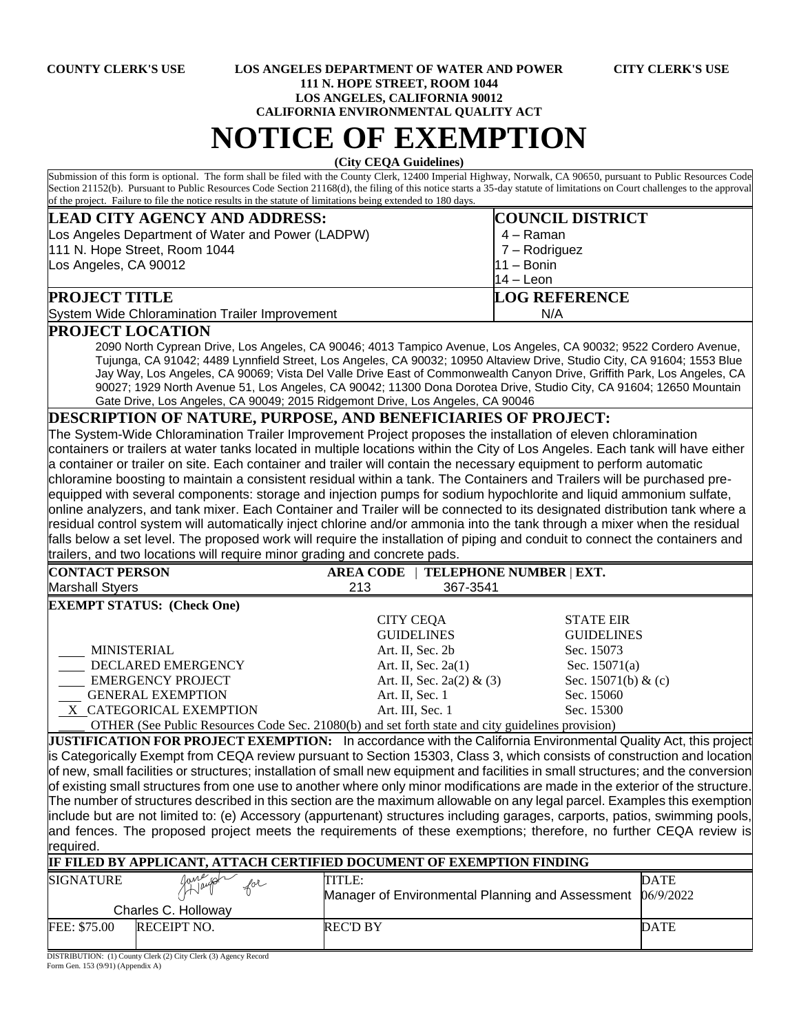**COUNTY CLERK'S USE** | **LOS ANGELES DEPARTMENT OF WATER AND POWER** | **CITY CLERK'S USE**

**111 N. HOPE STREET, ROOM 1044**
**LOS ANGELES, CALIFORNIA 90012**
**CALIFORNIA ENVIRONMENTAL QUALITY ACT**

# NOTICE OF EXEMPTION

**(City CEQA Guidelines)**

Submission of this form is optional. The form shall be filed with the County Clerk, 12400 Imperial Highway, Norwalk, CA 90650, pursuant to Public Resources Code Section 21152(b). Pursuant to Public Resources Code Section 21168(d), the filing of this notice starts a 35-day statute of limitations on Court challenges to the approval of the project. Failure to file the notice results in the statute of limitations being extended to 180 days.

| **LEAD CITY AGENCY AND ADDRESS:** | **COUNCIL DISTRICT** |
|---|---|
| Los Angeles Department of Water and Power (LADPW)<br>111 N. Hope Street, Room 1044<br>Los Angeles, CA 90012 | 4 – Raman<br>7 – Rodriguez<br>11 – Bonin<br>14 – Leon |
| **PROJECT TITLE** | **LOG REFERENCE** |
| System Wide Chloramination Trailer Improvement | N/A |

**PROJECT LOCATION**

2090 North Cyprean Drive, Los Angeles, CA 90046; 4013 Tampico Avenue, Los Angeles, CA 90032; 9522 Cordero Avenue, Tujunga, CA 91042; 4489 Lynnfield Street, Los Angeles, CA 90032; 10950 Altaview Drive, Studio City, CA 91604; 1553 Blue Jay Way, Los Angeles, CA 90069; Vista Del Valle Drive East of Commonwealth Canyon Drive, Griffith Park, Los Angeles, CA 90027; 1929 North Avenue 51, Los Angeles, CA 90042; 11300 Dona Dorotea Drive, Studio City, CA 91604; 12650 Mountain Gate Drive, Los Angeles, CA 90049; 2015 Ridgemont Drive, Los Angeles, CA 90046

**DESCRIPTION OF NATURE, PURPOSE, AND BENEFICIARIES OF PROJECT:**

The System-Wide Chloramination Trailer Improvement Project proposes the installation of eleven chloramination containers or trailers at water tanks located in multiple locations within the City of Los Angeles. Each tank will have either a container or trailer on site. Each container and trailer will contain the necessary equipment to perform automatic chloramine boosting to maintain a consistent residual within a tank. The Containers and Trailers will be purchased pre-equipped with several components: storage and injection pumps for sodium hypochlorite and liquid ammonium sulfate, online analyzers, and tank mixer. Each Container and Trailer will be connected to its designated distribution tank where a residual control system will automatically inject chlorine and/or ammonia into the tank through a mixer when the residual falls below a set level. The proposed work will require the installation of piping and conduit to connect the containers and trailers, and two locations will require minor grading and concrete pads.

| **CONTACT PERSON** | **AREA CODE** | **TELEPHONE NUMBER** | **EXT.** |
|---|---|---|---|
| Marshall Styers | 213 | 367-3541 | |

**EXEMPT STATUS: (Check One)**

| | CITY CEQA GUIDELINES | STATE EIR GUIDELINES |
|---|---|---|
| ____ MINISTERIAL | Art. II, Sec. 2b | Sec. 15073 |
| ____ DECLARED EMERGENCY | Art. II, Sec. 2a(1) | Sec. 15071(a) |
| ____ EMERGENCY PROJECT | Art. II, Sec. 2a(2) & (3) | Sec. 15071(b) & (c) |
| ____ GENERAL EXEMPTION | Art. II, Sec. 1 | Sec. 15060 |
| X CATEGORICAL EXEMPTION | Art. III, Sec. 1 | Sec. 15300 |

____ OTHER (See Public Resources Code Sec. 21080(b) and set forth state and city guidelines provision)

**JUSTIFICATION FOR PROJECT EXEMPTION:** In accordance with the California Environmental Quality Act, this project is Categorically Exempt from CEQA review pursuant to Section 15303, Class 3, which consists of construction and location of new, small facilities or structures; installation of small new equipment and facilities in small structures; and the conversion of existing small structures from one use to another where only minor modifications are made in the exterior of the structure. The number of structures described in this section are the maximum allowable on any legal parcel. Examples this exemption include but are not limited to: (e) Accessory (appurtenant) structures including garages, carports, patios, swimming pools, and fences. The proposed project meets the requirements of these exemptions; therefore, no further CEQA review is required.

**IF FILED BY APPLICANT, ATTACH CERTIFIED DOCUMENT OF EXEMPTION FINDING**

| SIGNATURE | | TITLE: | DATE |
|---|---|---|---|
| [signature] for<br>Charles C. Holloway | | Manager of Environmental Planning and Assessment | 06/9/2022 |
| FEE: $75.00 | RECEIPT NO. | REC'D BY | DATE |

DISTRIBUTION: (1) County Clerk (2) City Clerk (3) Agency Record
Form Gen. 153 (9/91) (Appendix A)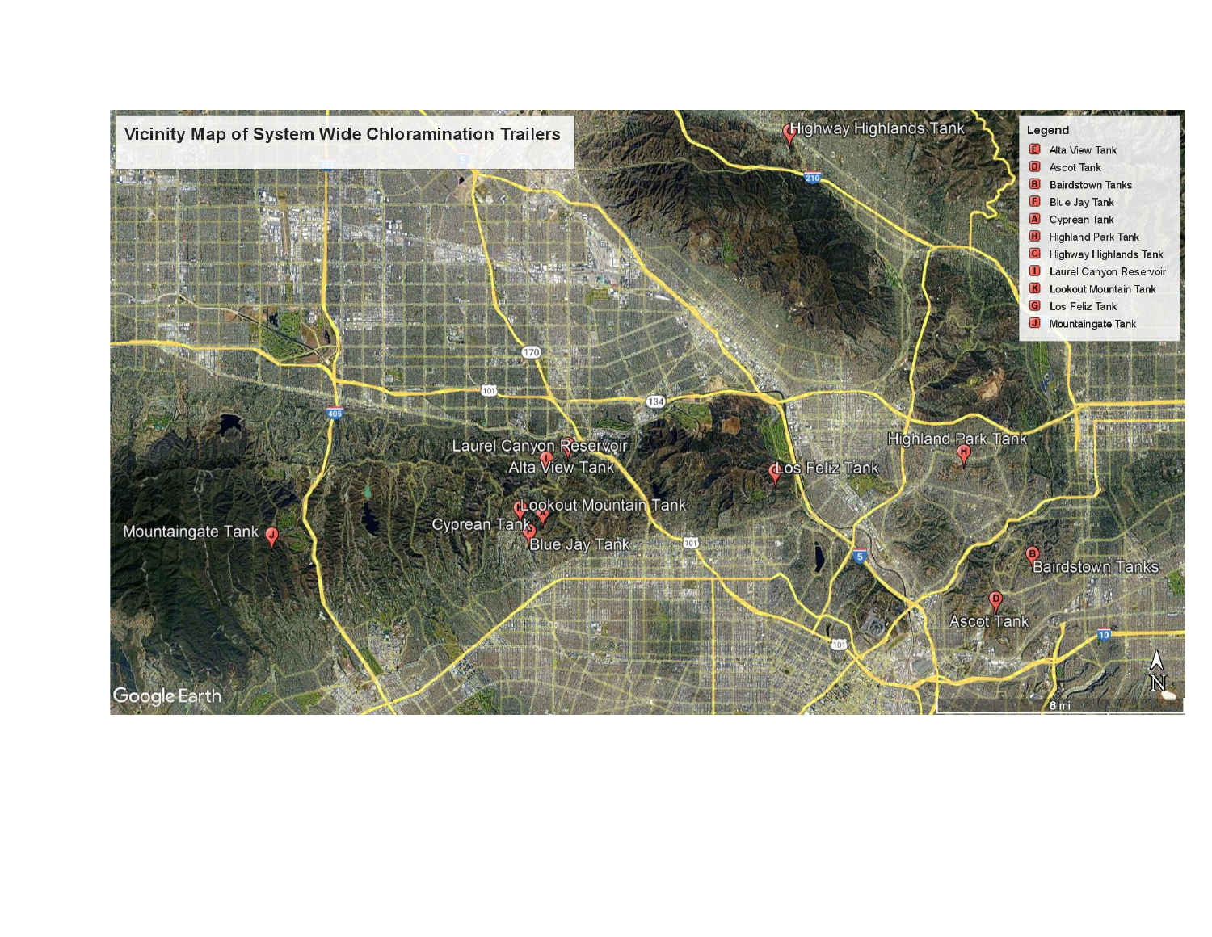# Vicinity Map of System Wide Chloramination Trailers

Legend

- E Alta View Tank
- D Ascot Tank
- B Bairdstown Tanks
- F Blue Jay Tank
- A Cyprean Tank
- H Highland Park Tank
- C Highway Highlands Tank
- I Laurel Canyon Reservoir
- K Lookout Mountain Tank
- G Los Feliz Tank
- J Mountaingate Tank

Highway Highlands Tank

Laurel Canyon Reservoir

Alta View Tank

Lookout Mountain Tank

Cyprean Tank

Blue Jay Tank

Los Feliz Tank

Highland Park Tank

Mountaingate Tank

Bairdstown Tanks

Ascot Tank

210

170

101

134

405

5

10

Google Earth

6 mi

N